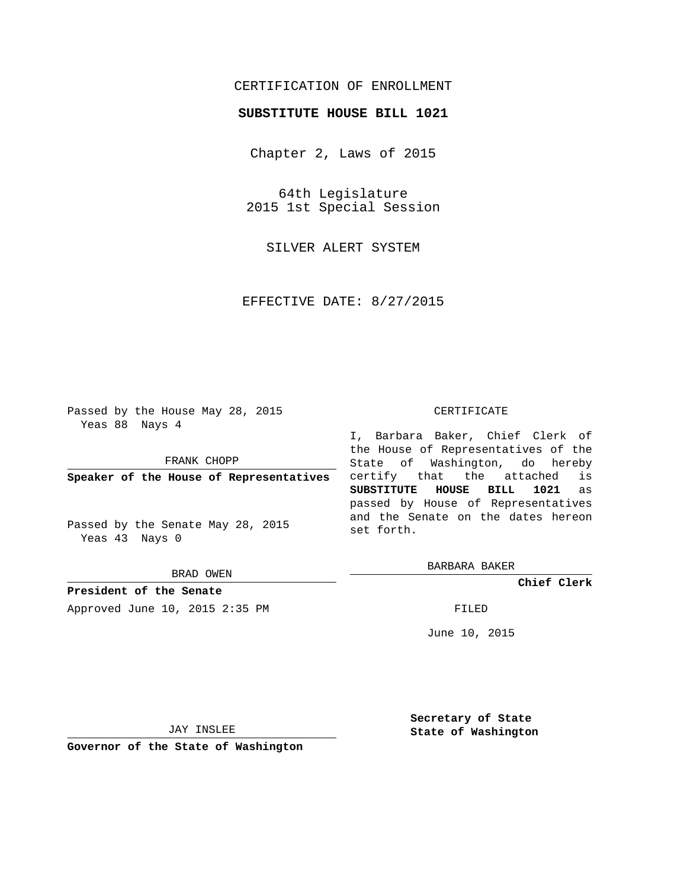CERTIFICATION OF ENROLLMENT

**SUBSTITUTE HOUSE BILL 1021**

Chapter 2, Laws of 2015

64th Legislature
2015 1st Special Session

SILVER ALERT SYSTEM

EFFECTIVE DATE: 8/27/2015

Passed by the House May 28, 2015
Yeas 88 Nays 4

FRANK CHOPP

**Speaker of the House of Representatives**

Passed by the Senate May 28, 2015
Yeas 43 Nays 0

BRAD OWEN

**President of the Senate**

Approved June 10, 2015 2:35 PM

JAY INSLEE

**Governor of the State of Washington**

CERTIFICATE

I, Barbara Baker, Chief Clerk of the House of Representatives of the State of Washington, do hereby certify that the attached is **SUBSTITUTE HOUSE BILL 1021** as passed by House of Representatives and the Senate on the dates hereon set forth.

BARBARA BAKER

**Chief Clerk**

FILED

June 10, 2015

**Secretary of State**
**State of Washington**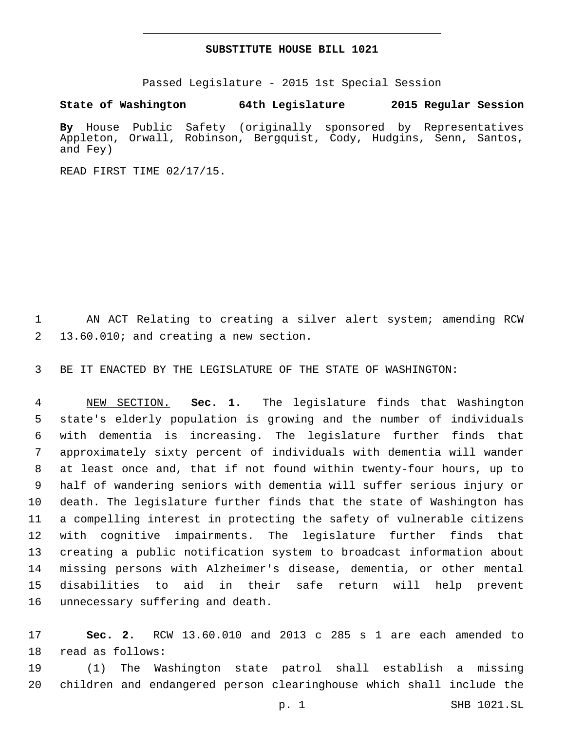**SUBSTITUTE HOUSE BILL 1021**

Passed Legislature - 2015 1st Special Session

**State of Washington 64th Legislature 2015 Regular Session**

**By** House Public Safety (originally sponsored by Representatives Appleton, Orwall, Robinson, Bergquist, Cody, Hudgins, Senn, Santos, and Fey)

READ FIRST TIME 02/17/15.

AN ACT Relating to creating a silver alert system; amending RCW 13.60.010; and creating a new section.

BE IT ENACTED BY THE LEGISLATURE OF THE STATE OF WASHINGTON:

NEW SECTION. **Sec. 1.** The legislature finds that Washington state's elderly population is growing and the number of individuals with dementia is increasing. The legislature further finds that approximately sixty percent of individuals with dementia will wander at least once and, that if not found within twenty-four hours, up to half of wandering seniors with dementia will suffer serious injury or death. The legislature further finds that the state of Washington has a compelling interest in protecting the safety of vulnerable citizens with cognitive impairments. The legislature further finds that creating a public notification system to broadcast information about missing persons with Alzheimer's disease, dementia, or other mental disabilities to aid in their safe return will help prevent unnecessary suffering and death.

**Sec. 2.** RCW 13.60.010 and 2013 c 285 s 1 are each amended to read as follows:

(1) The Washington state patrol shall establish a missing children and endangered person clearinghouse which shall include the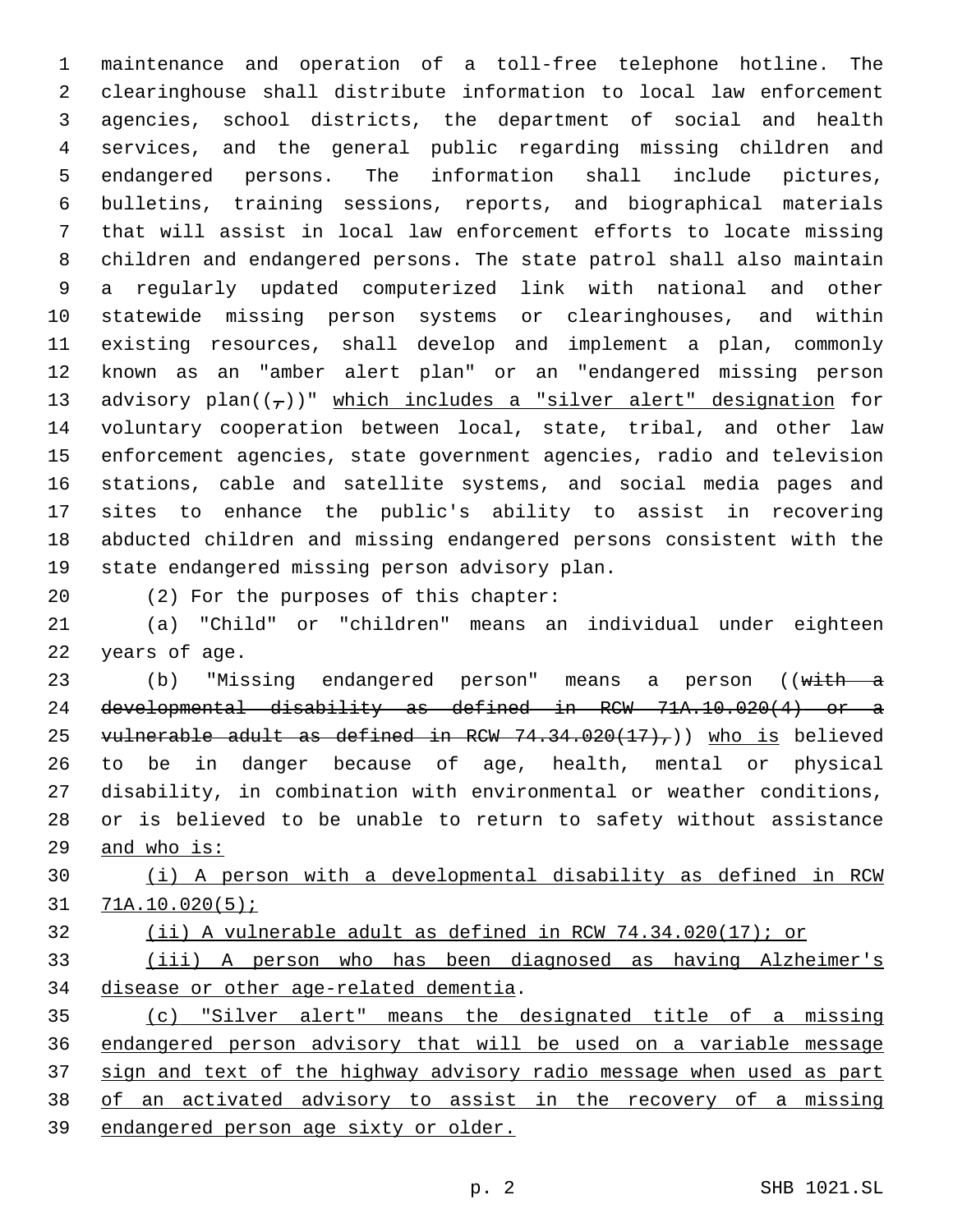maintenance and operation of a toll-free telephone hotline. The clearinghouse shall distribute information to local law enforcement agencies, school districts, the department of social and health services, and the general public regarding missing children and endangered persons. The information shall include pictures, bulletins, training sessions, reports, and biographical materials that will assist in local law enforcement efforts to locate missing children and endangered persons. The state patrol shall also maintain a regularly updated computerized link with national and other statewide missing person systems or clearinghouses, and within existing resources, shall develop and implement a plan, commonly known as an "amber alert plan" or an "endangered missing person advisory plan((~~,~~))" <u>which includes a "silver alert" designation</u> for voluntary cooperation between local, state, tribal, and other law enforcement agencies, state government agencies, radio and television stations, cable and satellite systems, and social media pages and sites to enhance the public's ability to assist in recovering abducted children and missing endangered persons consistent with the state endangered missing person advisory plan.

(2) For the purposes of this chapter:

(a) "Child" or "children" means an individual under eighteen years of age.

(b) "Missing endangered person" means a person ((~~with a developmental disability as defined in RCW 71A.10.020(4) or a vulnerable adult as defined in RCW 74.34.020(17),~~)) <u>who is</u> believed to be in danger because of age, health, mental or physical disability, in combination with environmental or weather conditions, or is believed to be unable to return to safety without assistance <u>and who is:</u>

<u>(i) A person with a developmental disability as defined in RCW 71A.10.020(5);</u>

<u>(ii) A vulnerable adult as defined in RCW 74.34.020(17); or</u>

<u>(iii) A person who has been diagnosed as having Alzheimer's disease or other age-related dementia</u>.

<u>(c) "Silver alert" means the designated title of a missing endangered person advisory that will be used on a variable message sign and text of the highway advisory radio message when used as part of an activated advisory to assist in the recovery of a missing endangered person age sixty or older.</u>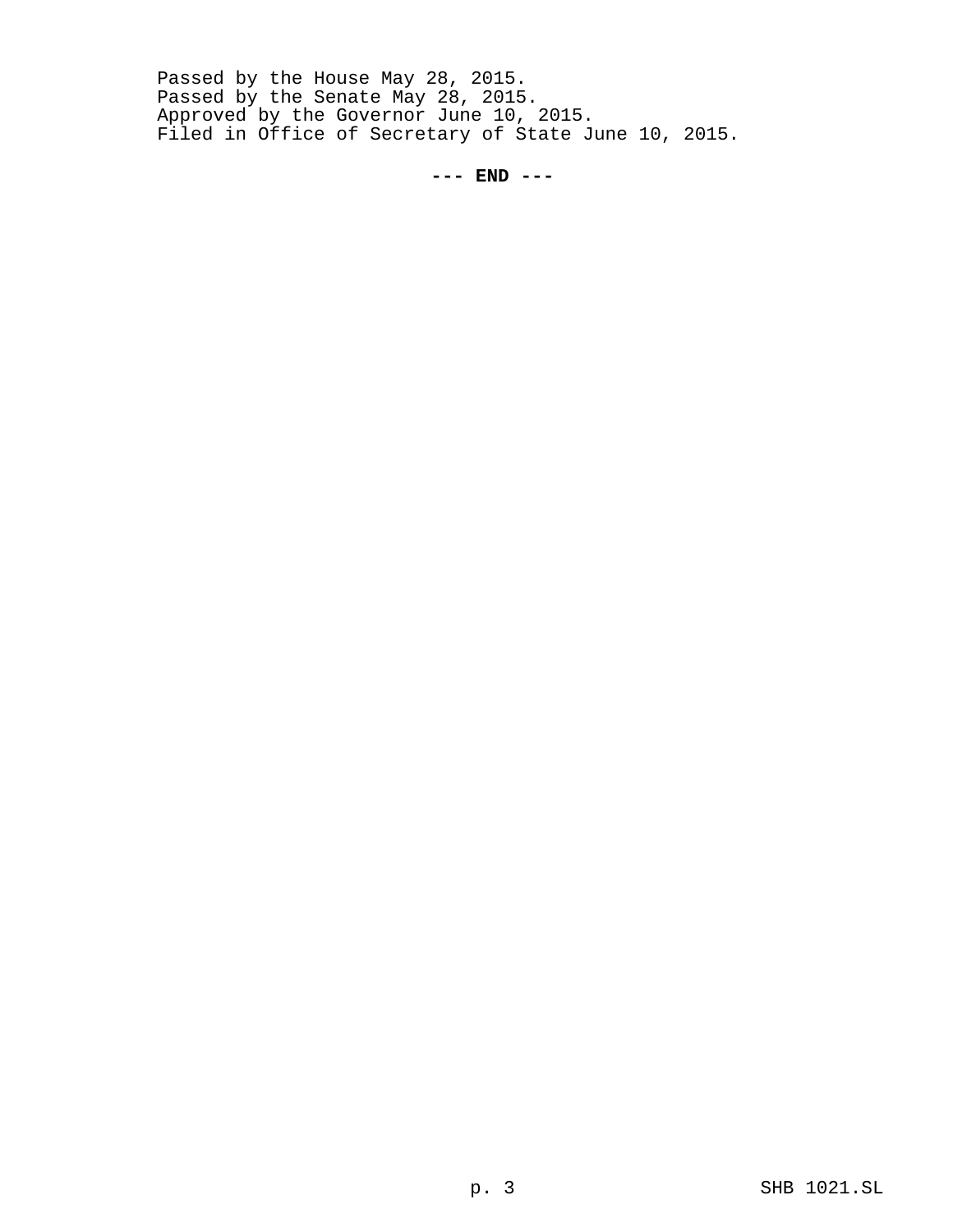Passed by the House May 28, 2015.
Passed by the Senate May 28, 2015.
Approved by the Governor June 10, 2015.
Filed in Office of Secretary of State June 10, 2015.

**--- END ---**